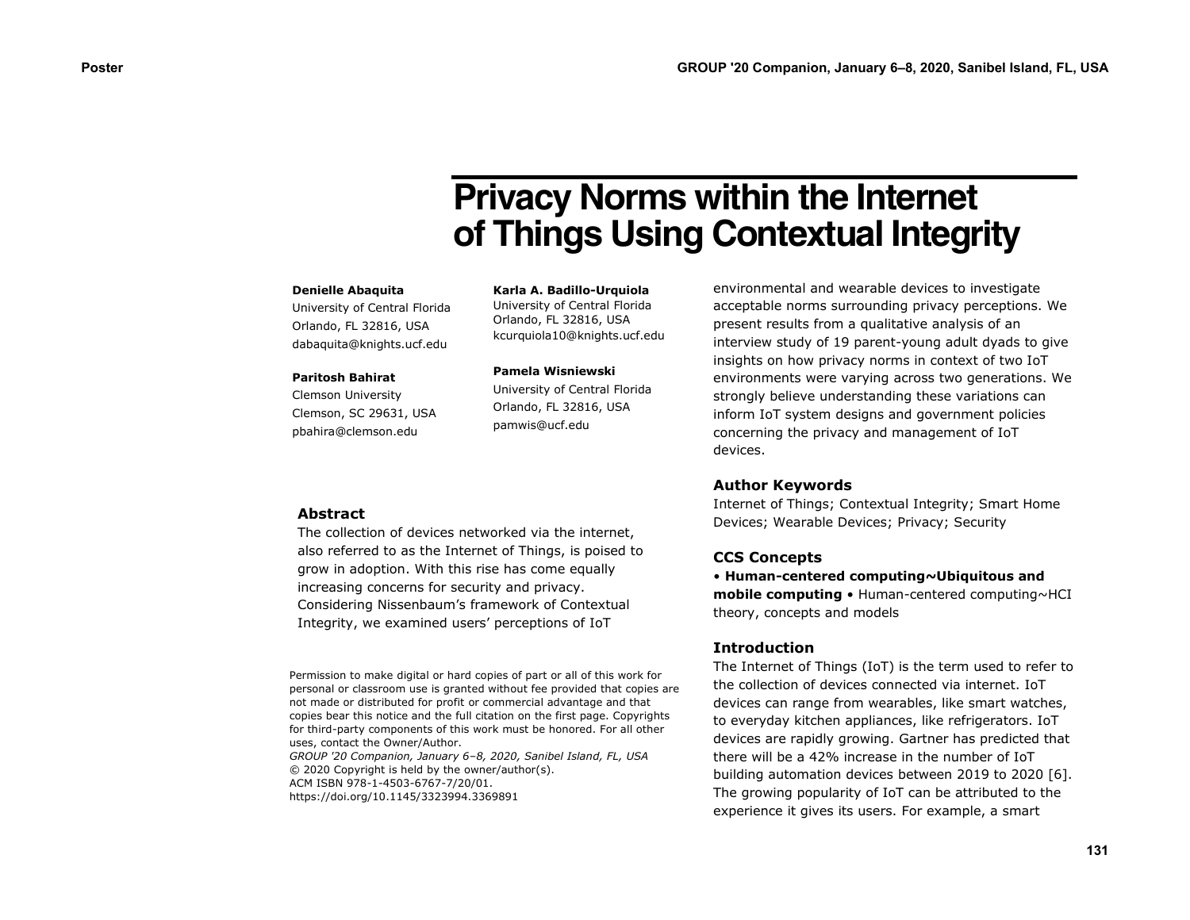# Privacy Norms within the Internet of Things Using Contextual Integrity

**Denielle Abaquita**
University of Central Florida
Orlando, FL 32816, USA
dabaquita@knights.ucf.edu

**Paritosh Bahirat**
Clemson University
Clemson, SC 29631, USA
pbahira@clemson.edu

**Karla A. Badillo-Urquiola**
University of Central Florida
Orlando, FL 32816, USA
kcurquiola10@knights.ucf.edu

**Pamela Wisniewski**
University of Central Florida
Orlando, FL 32816, USA
pamwis@ucf.edu

## Abstract

The collection of devices networked via the internet, also referred to as the Internet of Things, is poised to grow in adoption. With this rise has come equally increasing concerns for security and privacy. Considering Nissenbaum's framework of Contextual Integrity, we examined users' perceptions of IoT environmental and wearable devices to investigate acceptable norms surrounding privacy perceptions. We present results from a qualitative analysis of an interview study of 19 parent-young adult dyads to give insights on how privacy norms in context of two IoT environments were varying across two generations. We strongly believe understanding these variations can inform IoT system designs and government policies concerning the privacy and management of IoT devices.

Permission to make digital or hard copies of part or all of this work for personal or classroom use is granted without fee provided that copies are not made or distributed for profit or commercial advantage and that copies bear this notice and the full citation on the first page. Copyrights for third-party components of this work must be honored. For all other uses, contact the Owner/Author.
*GROUP '20 Companion, January 6–8, 2020, Sanibel Island, FL, USA*
© 2020 Copyright is held by the owner/author(s).
ACM ISBN 978-1-4503-6767-7/20/01.
https://doi.org/10.1145/3323994.3369891

## Author Keywords

Internet of Things; Contextual Integrity; Smart Home Devices; Wearable Devices; Privacy; Security

## CCS Concepts

• **Human-centered computing~Ubiquitous and mobile computing** • Human-centered computing~HCI theory, concepts and models

## Introduction

The Internet of Things (IoT) is the term used to refer to the collection of devices connected via internet. IoT devices can range from wearables, like smart watches, to everyday kitchen appliances, like refrigerators. IoT devices are rapidly growing. Gartner has predicted that there will be a 42% increase in the number of IoT building automation devices between 2019 to 2020 [6]. The growing popularity of IoT can be attributed to the experience it gives its users. For example, a smart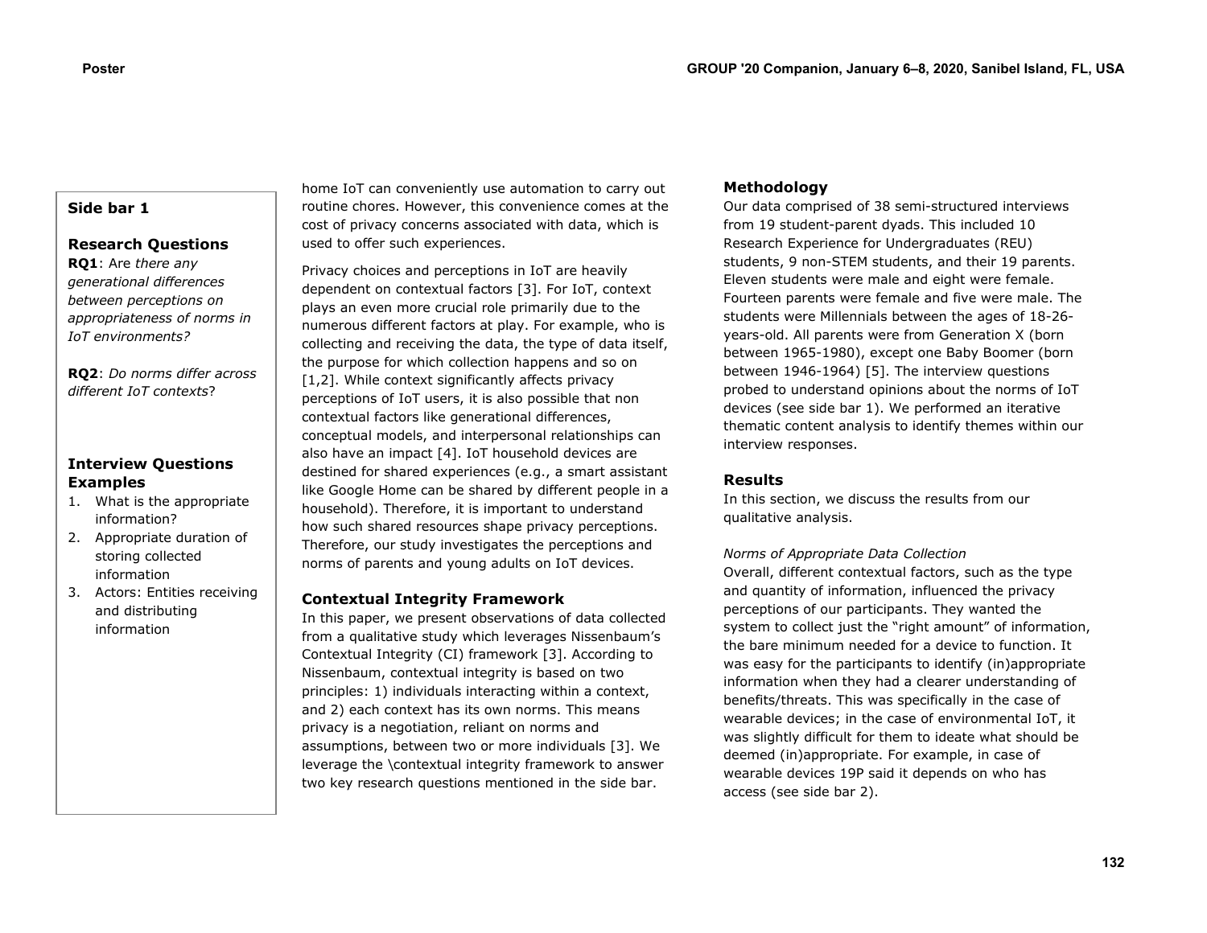## Side bar 1

### Research Questions

**RQ1**: Are *there any generational differences between perceptions on appropriateness of norms in IoT environments?*

**RQ2**: *Do norms differ across different IoT contexts*?

### Interview Questions Examples

1. What is the appropriate information?
2. Appropriate duration of storing collected information
3. Actors: Entities receiving and distributing information

home IoT can conveniently use automation to carry out routine chores. However, this convenience comes at the cost of privacy concerns associated with data, which is used to offer such experiences.

Privacy choices and perceptions in IoT are heavily dependent on contextual factors [3]. For IoT, context plays an even more crucial role primarily due to the numerous different factors at play. For example, who is collecting and receiving the data, the type of data itself, the purpose for which collection happens and so on [1,2]. While context significantly affects privacy perceptions of IoT users, it is also possible that non contextual factors like generational differences, conceptual models, and interpersonal relationships can also have an impact [4]. IoT household devices are destined for shared experiences (e.g., a smart assistant like Google Home can be shared by different people in a household). Therefore, it is important to understand how such shared resources shape privacy perceptions. Therefore, our study investigates the perceptions and norms of parents and young adults on IoT devices.

## Contextual Integrity Framework

In this paper, we present observations of data collected from a qualitative study which leverages Nissenbaum's Contextual Integrity (CI) framework [3]. According to Nissenbaum, contextual integrity is based on two principles: 1) individuals interacting within a context, and 2) each context has its own norms. This means privacy is a negotiation, reliant on norms and assumptions, between two or more individuals [3]. We leverage the \contextual integrity framework to answer two key research questions mentioned in the side bar.

## Methodology

Our data comprised of 38 semi-structured interviews from 19 student-parent dyads. This included 10 Research Experience for Undergraduates (REU) students, 9 non-STEM students, and their 19 parents. Eleven students were male and eight were female. Fourteen parents were female and five were male. The students were Millennials between the ages of 18-26-years-old. All parents were from Generation X (born between 1965-1980), except one Baby Boomer (born between 1946-1964) [5]. The interview questions probed to understand opinions about the norms of IoT devices (see side bar 1). We performed an iterative thematic content analysis to identify themes within our interview responses.

## Results

In this section, we discuss the results from our qualitative analysis.

*Norms of Appropriate Data Collection*

Overall, different contextual factors, such as the type and quantity of information, influenced the privacy perceptions of our participants. They wanted the system to collect just the "right amount" of information, the bare minimum needed for a device to function. It was easy for the participants to identify (in)appropriate information when they had a clearer understanding of benefits/threats. This was specifically in the case of wearable devices; in the case of environmental IoT, it was slightly difficult for them to ideate what should be deemed (in)appropriate. For example, in case of wearable devices 19P said it depends on who has access (see side bar 2).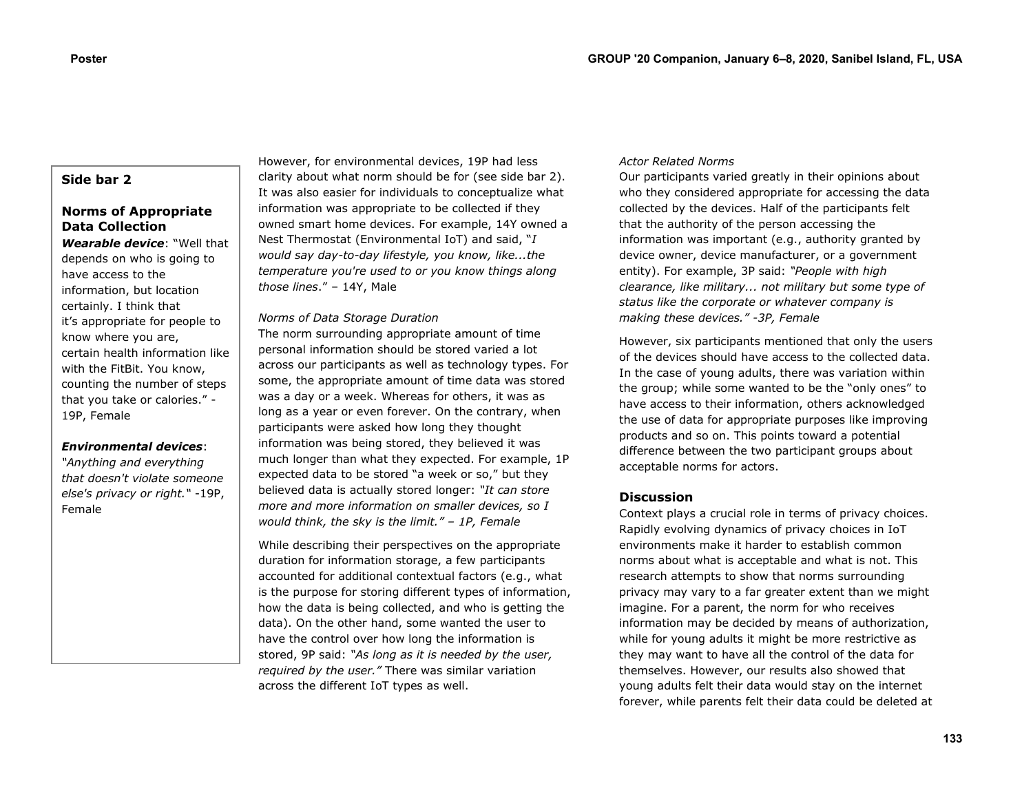### Side bar 2

**Norms of Appropriate Data Collection**

***Wearable device***: "Well that depends on who is going to have access to the information, but location certainly. I think that it's appropriate for people to know where you are, certain health information like with the FitBit. You know, counting the number of steps that you take or calories." - 19P, Female

***Environmental devices***: *"Anything and everything that doesn't violate someone else's privacy or right."* -19P, Female

However, for environmental devices, 19P had less clarity about what norm should be for (see side bar 2). It was also easier for individuals to conceptualize what information was appropriate to be collected if they owned smart home devices. For example, 14Y owned a Nest Thermostat (Environmental IoT) and said, "*I would say day-to-day lifestyle, you know, like...the temperature you're used to or you know things along those lines*." – 14Y, Male

*Norms of Data Storage Duration*

The norm surrounding appropriate amount of time personal information should be stored varied a lot across our participants as well as technology types. For some, the appropriate amount of time data was stored was a day or a week. Whereas for others, it was as long as a year or even forever. On the contrary, when participants were asked how long they thought information was being stored, they believed it was much longer than what they expected. For example, 1P expected data to be stored "a week or so," but they believed data is actually stored longer: *"It can store more and more information on smaller devices, so I would think, the sky is the limit." – 1P, Female*

While describing their perspectives on the appropriate duration for information storage, a few participants accounted for additional contextual factors (e.g., what is the purpose for storing different types of information, how the data is being collected, and who is getting the data). On the other hand, some wanted the user to have the control over how long the information is stored, 9P said: *"As long as it is needed by the user, required by the user."* There was similar variation across the different IoT types as well.

*Actor Related Norms*

Our participants varied greatly in their opinions about who they considered appropriate for accessing the data collected by the devices. Half of the participants felt that the authority of the person accessing the information was important (e.g., authority granted by device owner, device manufacturer, or a government entity). For example, 3P said: *"People with high clearance, like military... not military but some type of status like the corporate or whatever company is making these devices." -3P, Female*

However, six participants mentioned that only the users of the devices should have access to the collected data. In the case of young adults, there was variation within the group; while some wanted to be the "only ones" to have access to their information, others acknowledged the use of data for appropriate purposes like improving products and so on. This points toward a potential difference between the two participant groups about acceptable norms for actors.

## Discussion

Context plays a crucial role in terms of privacy choices. Rapidly evolving dynamics of privacy choices in IoT environments make it harder to establish common norms about what is acceptable and what is not. This research attempts to show that norms surrounding privacy may vary to a far greater extent than we might imagine. For a parent, the norm for who receives information may be decided by means of authorization, while for young adults it might be more restrictive as they may want to have all the control of the data for themselves. However, our results also showed that young adults felt their data would stay on the internet forever, while parents felt their data could be deleted at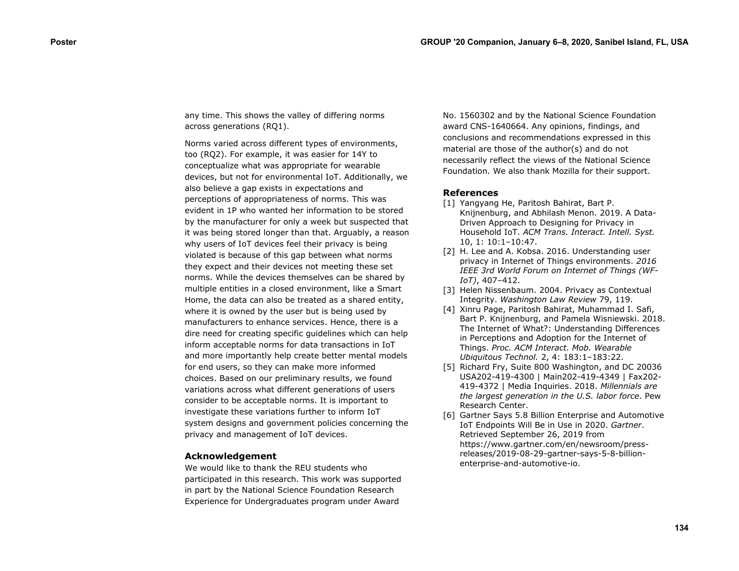any time. This shows the valley of differing norms across generations (RQ1).

Norms varied across different types of environments, too (RQ2). For example, it was easier for 14Y to conceptualize what was appropriate for wearable devices, but not for environmental IoT. Additionally, we also believe a gap exists in expectations and perceptions of appropriateness of norms. This was evident in 1P who wanted her information to be stored by the manufacturer for only a week but suspected that it was being stored longer than that. Arguably, a reason why users of IoT devices feel their privacy is being violated is because of this gap between what norms they expect and their devices not meeting these set norms. While the devices themselves can be shared by multiple entities in a closed environment, like a Smart Home, the data can also be treated as a shared entity, where it is owned by the user but is being used by manufacturers to enhance services. Hence, there is a dire need for creating specific guidelines which can help inform acceptable norms for data transactions in IoT and more importantly help create better mental models for end users, so they can make more informed choices. Based on our preliminary results, we found variations across what different generations of users consider to be acceptable norms. It is important to investigate these variations further to inform IoT system designs and government policies concerning the privacy and management of IoT devices.

### Acknowledgement

We would like to thank the REU students who participated in this research. This work was supported in part by the National Science Foundation Research Experience for Undergraduates program under Award No. 1560302 and by the National Science Foundation award CNS-1640664. Any opinions, findings, and conclusions and recommendations expressed in this material are those of the author(s) and do not necessarily reflect the views of the National Science Foundation. We also thank Mozilla for their support.

### References

[1] Yangyang He, Paritosh Bahirat, Bart P. Knijnenburg, and Abhilash Menon. 2019. A Data-Driven Approach to Designing for Privacy in Household IoT. *ACM Trans. Interact. Intell. Syst.* 10, 1: 10:1–10:47.

[2] H. Lee and A. Kobsa. 2016. Understanding user privacy in Internet of Things environments. *2016 IEEE 3rd World Forum on Internet of Things (WF-IoT)*, 407–412.

[3] Helen Nissenbaum. 2004. Privacy as Contextual Integrity. *Washington Law Review* 79, 119.

[4] Xinru Page, Paritosh Bahirat, Muhammad I. Safi, Bart P. Knijnenburg, and Pamela Wisniewski. 2018. The Internet of What?: Understanding Differences in Perceptions and Adoption for the Internet of Things. *Proc. ACM Interact. Mob. Wearable Ubiquitous Technol.* 2, 4: 183:1–183:22.

[5] Richard Fry, Suite 800 Washington, and DC 20036 USA202-419-4300 | Main202-419-4349 | Fax202-419-4372 | Media Inquiries. 2018. *Millennials are the largest generation in the U.S. labor force*. Pew Research Center.

[6] Gartner Says 5.8 Billion Enterprise and Automotive IoT Endpoints Will Be in Use in 2020. *Gartner*. Retrieved September 26, 2019 from https://www.gartner.com/en/newsroom/press-releases/2019-08-29-gartner-says-5-8-billion-enterprise-and-automotive-io.